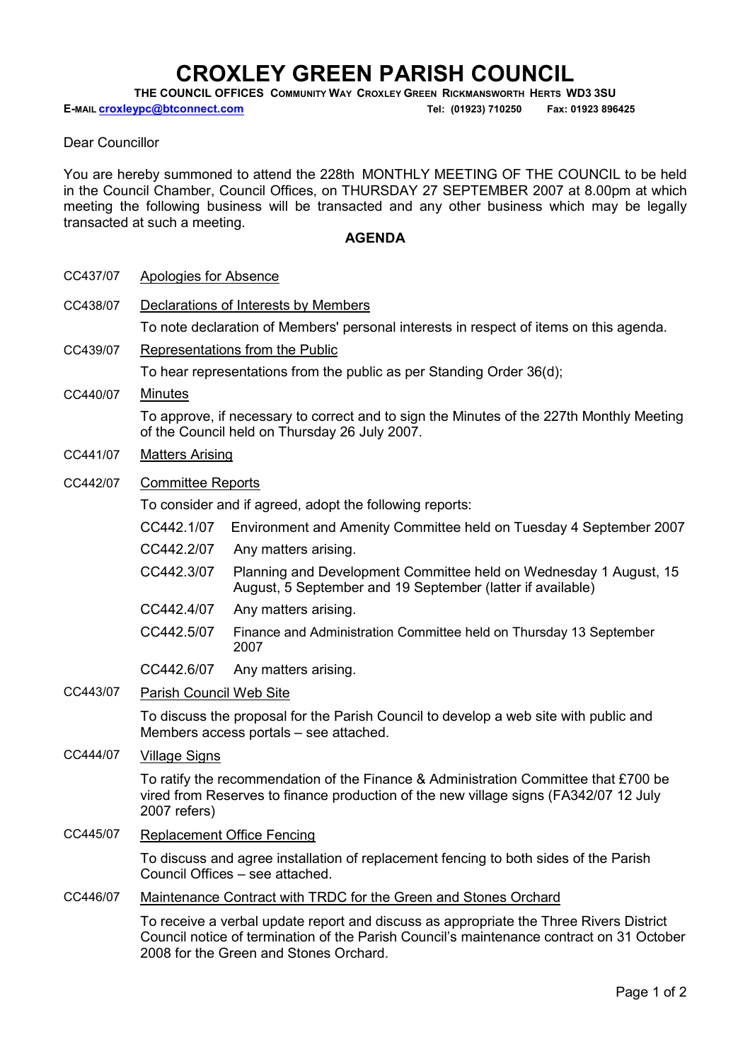# CROXLEY GREEN PARISH COUNCIL

**THE COUNCIL OFFICES COMMUNITY WAY CROXLEY GREEN RICKMANSWORTH HERTS WD3 3SU**

**E-MAIL croxleypc@btconnect.com** **Tel: (01923) 710250 Fax: 01923 896425**

Dear Councillor

You are hereby summoned to attend the 228th MONTHLY MEETING OF THE COUNCIL to be held in the Council Chamber, Council Offices, on THURSDAY 27 SEPTEMBER 2007 at 8.00pm at which meeting the following business will be transacted and any other business which may be legally transacted at such a meeting.

## AGENDA

CC437/07 Apologies for Absence

CC438/07 Declarations of Interests by Members

To note declaration of Members' personal interests in respect of items on this agenda.

CC439/07 Representations from the Public

To hear representations from the public as per Standing Order 36(d);

CC440/07 Minutes

To approve, if necessary to correct and to sign the Minutes of the 227th Monthly Meeting of the Council held on Thursday 26 July 2007.

CC441/07 Matters Arising

CC442/07 Committee Reports

To consider and if agreed, adopt the following reports:

- CC442.1/07 Environment and Amenity Committee held on Tuesday 4 September 2007
- CC442.2/07 Any matters arising.
- CC442.3/07 Planning and Development Committee held on Wednesday 1 August, 15 August, 5 September and 19 September (latter if available)
- CC442.4/07 Any matters arising.
- CC442.5/07 Finance and Administration Committee held on Thursday 13 September 2007
- CC442.6/07 Any matters arising.

CC443/07 Parish Council Web Site

To discuss the proposal for the Parish Council to develop a web site with public and Members access portals – see attached.

CC444/07 Village Signs

To ratify the recommendation of the Finance & Administration Committee that £700 be vired from Reserves to finance production of the new village signs (FA342/07 12 July 2007 refers)

CC445/07 Replacement Office Fencing

To discuss and agree installation of replacement fencing to both sides of the Parish Council Offices – see attached.

CC446/07 Maintenance Contract with TRDC for the Green and Stones Orchard

To receive a verbal update report and discuss as appropriate the Three Rivers District Council notice of termination of the Parish Council's maintenance contract on 31 October 2008 for the Green and Stones Orchard.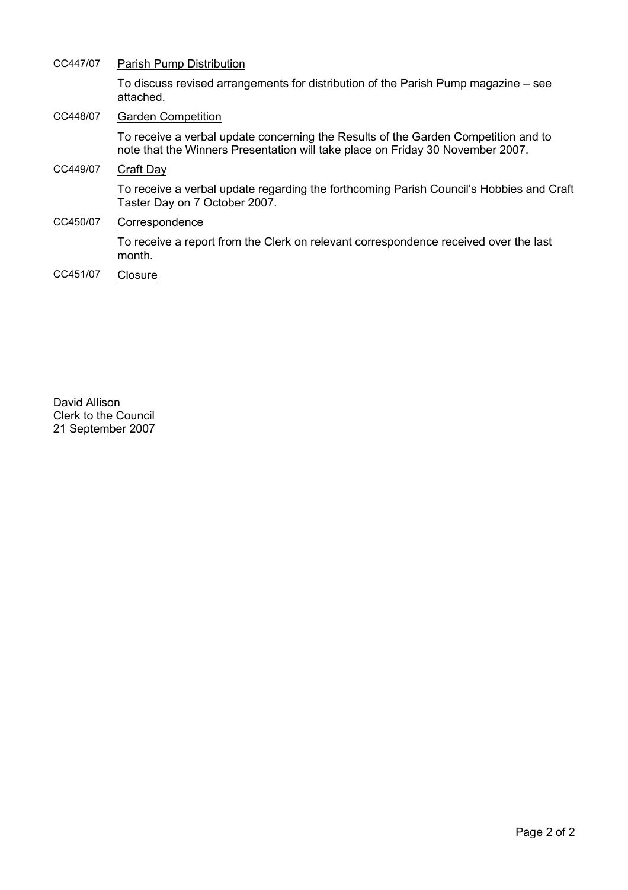CC447/07 Parish Pump Distribution

To discuss revised arrangements for distribution of the Parish Pump magazine – see attached.

CC448/07 Garden Competition

To receive a verbal update concerning the Results of the Garden Competition and to note that the Winners Presentation will take place on Friday 30 November 2007.

CC449/07 Craft Day

To receive a verbal update regarding the forthcoming Parish Council's Hobbies and Craft Taster Day on 7 October 2007.

CC450/07 Correspondence

To receive a report from the Clerk on relevant correspondence received over the last month.

CC451/07 Closure

David Allison
Clerk to the Council
21 September 2007